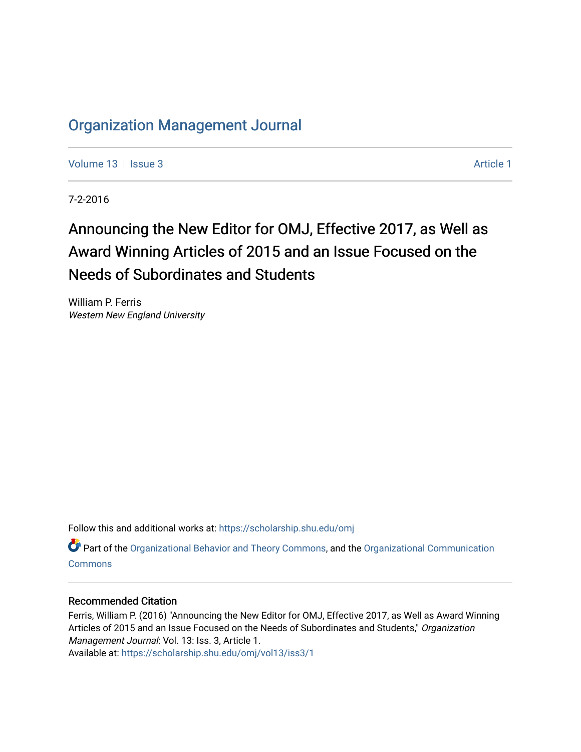# Organization Management Journal

Volume 13 | Issue 3 | Article 1

7-2-2016

## Announcing the New Editor for OMJ, Effective 2017, as Well as Award Winning Articles of 2015 and an Issue Focused on the Needs of Subordinates and Students

William P. Ferris
*Western New England University*

Follow this and additional works at: https://scholarship.shu.edu/omj

Part of the Organizational Behavior and Theory Commons, and the Organizational Communication Commons

### Recommended Citation

Ferris, William P. (2016) "Announcing the New Editor for OMJ, Effective 2017, as Well as Award Winning Articles of 2015 and an Issue Focused on the Needs of Subordinates and Students," *Organization Management Journal*: Vol. 13: Iss. 3, Article 1.
Available at: https://scholarship.shu.edu/omj/vol13/iss3/1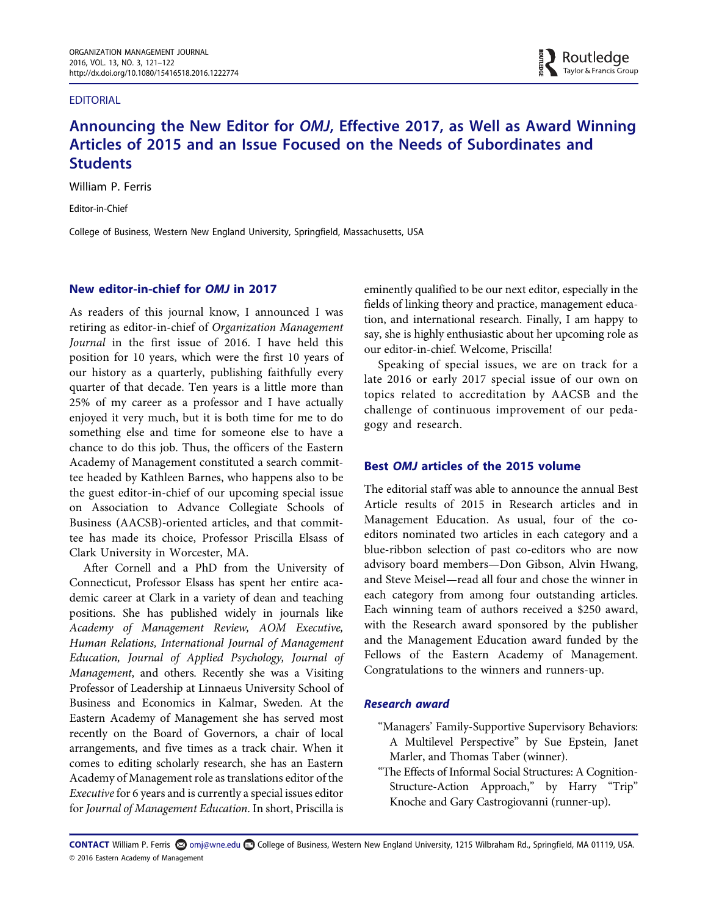EDITORIAL

# Announcing the New Editor for *OMJ*, Effective 2017, as Well as Award Winning Articles of 2015 and an Issue Focused on the Needs of Subordinates and Students

William P. Ferris

Editor-in-Chief

College of Business, Western New England University, Springfield, Massachusetts, USA

## New editor-in-chief for *OMJ* in 2017

As readers of this journal know, I announced I was retiring as editor-in-chief of *Organization Management Journal* in the first issue of 2016. I have held this position for 10 years, which were the first 10 years of our history as a quarterly, publishing faithfully every quarter of that decade. Ten years is a little more than 25% of my career as a professor and I have actually enjoyed it very much, but it is both time for me to do something else and time for someone else to have a chance to do this job. Thus, the officers of the Eastern Academy of Management constituted a search committee headed by Kathleen Barnes, who happens also to be the guest editor-in-chief of our upcoming special issue on Association to Advance Collegiate Schools of Business (AACSB)-oriented articles, and that committee has made its choice, Professor Priscilla Elsass of Clark University in Worcester, MA.

After Cornell and a PhD from the University of Connecticut, Professor Elsass has spent her entire academic career at Clark in a variety of dean and teaching positions. She has published widely in journals like *Academy of Management Review, AOM Executive, Human Relations, International Journal of Management Education, Journal of Applied Psychology, Journal of Management*, and others. Recently she was a Visiting Professor of Leadership at Linnaeus University School of Business and Economics in Kalmar, Sweden. At the Eastern Academy of Management she has served most recently on the Board of Governors, a chair of local arrangements, and five times as a track chair. When it comes to editing scholarly research, she has an Eastern Academy of Management role as translations editor of the *Executive* for 6 years and is currently a special issues editor for *Journal of Management Education*. In short, Priscilla is eminently qualified to be our next editor, especially in the fields of linking theory and practice, management education, and international research. Finally, I am happy to say, she is highly enthusiastic about her upcoming role as our editor-in-chief. Welcome, Priscilla!

Speaking of special issues, we are on track for a late 2016 or early 2017 special issue of our own on topics related to accreditation by AACSB and the challenge of continuous improvement of our pedagogy and research.

## Best *OMJ* articles of the 2015 volume

The editorial staff was able to announce the annual Best Article results of 2015 in Research articles and in Management Education. As usual, four of the co-editors nominated two articles in each category and a blue-ribbon selection of past co-editors who are now advisory board members—Don Gibson, Alvin Hwang, and Steve Meisel—read all four and chose the winner in each category from among four outstanding articles. Each winning team of authors received a $250 award, with the Research award sponsored by the publisher and the Management Education award funded by the Fellows of the Eastern Academy of Management. Congratulations to the winners and runners-up.

### *Research award*

"Managers' Family-Supportive Supervisory Behaviors: A Multilevel Perspective" by Sue Epstein, Janet Marler, and Thomas Taber (winner).

"The Effects of Informal Social Structures: A Cognition-Structure-Action Approach," by Harry "Trip" Knoche and Gary Castrogiovanni (runner-up).

**CONTACT** William P. Ferris omj@wne.edu College of Business, Western New England University, 1215 Wilbraham Rd., Springfield, MA 01119, USA.
© 2016 Eastern Academy of Management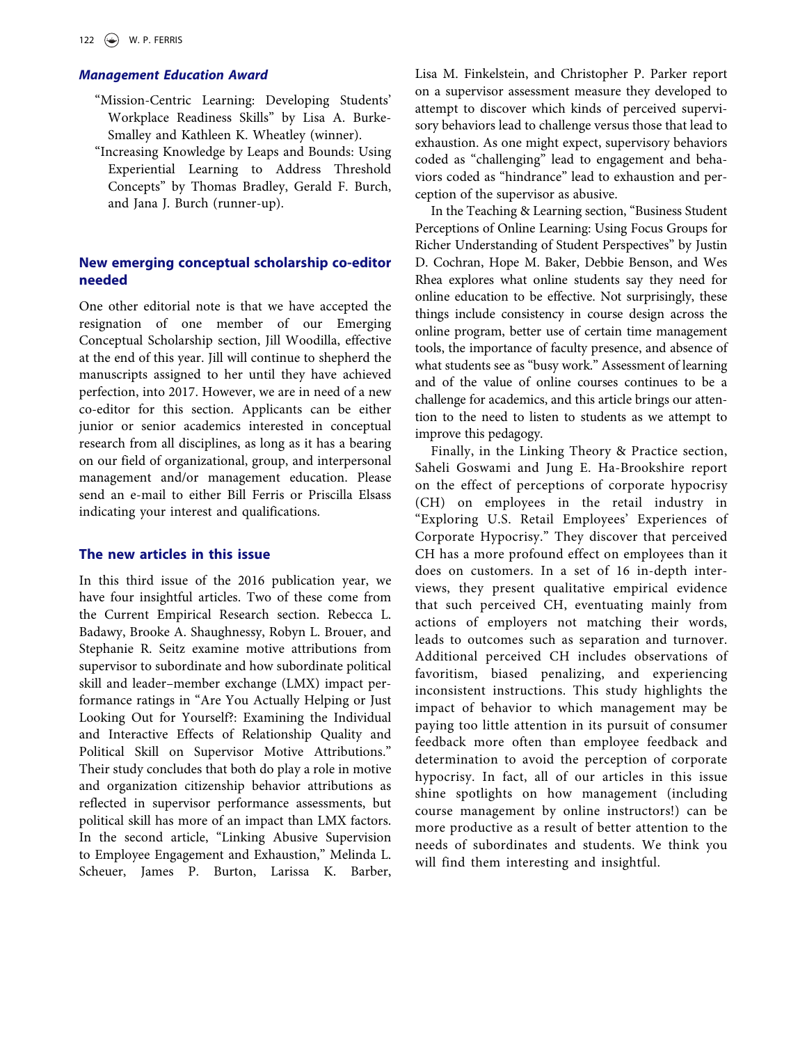### *Management Education Award*

- "Mission-Centric Learning: Developing Students' Workplace Readiness Skills" by Lisa A. Burke-Smalley and Kathleen K. Wheatley (winner).
- "Increasing Knowledge by Leaps and Bounds: Using Experiential Learning to Address Threshold Concepts" by Thomas Bradley, Gerald F. Burch, and Jana J. Burch (runner-up).

## New emerging conceptual scholarship co-editor needed

One other editorial note is that we have accepted the resignation of one member of our Emerging Conceptual Scholarship section, Jill Woodilla, effective at the end of this year. Jill will continue to shepherd the manuscripts assigned to her until they have achieved perfection, into 2017. However, we are in need of a new co-editor for this section. Applicants can be either junior or senior academics interested in conceptual research from all disciplines, as long as it has a bearing on our field of organizational, group, and interpersonal management and/or management education. Please send an e-mail to either Bill Ferris or Priscilla Elsass indicating your interest and qualifications.

## The new articles in this issue

In this third issue of the 2016 publication year, we have four insightful articles. Two of these come from the Current Empirical Research section. Rebecca L. Badawy, Brooke A. Shaughnessy, Robyn L. Brouer, and Stephanie R. Seitz examine motive attributions from supervisor to subordinate and how subordinate political skill and leader–member exchange (LMX) impact performance ratings in "Are You Actually Helping or Just Looking Out for Yourself?: Examining the Individual and Interactive Effects of Relationship Quality and Political Skill on Supervisor Motive Attributions." Their study concludes that both do play a role in motive and organization citizenship behavior attributions as reflected in supervisor performance assessments, but political skill has more of an impact than LMX factors. In the second article, "Linking Abusive Supervision to Employee Engagement and Exhaustion," Melinda L. Scheuer, James P. Burton, Larissa K. Barber, Lisa M. Finkelstein, and Christopher P. Parker report on a supervisor assessment measure they developed to attempt to discover which kinds of perceived supervisory behaviors lead to challenge versus those that lead to exhaustion. As one might expect, supervisory behaviors coded as "challenging" lead to engagement and behaviors coded as "hindrance" lead to exhaustion and perception of the supervisor as abusive.

In the Teaching & Learning section, "Business Student Perceptions of Online Learning: Using Focus Groups for Richer Understanding of Student Perspectives" by Justin D. Cochran, Hope M. Baker, Debbie Benson, and Wes Rhea explores what online students say they need for online education to be effective. Not surprisingly, these things include consistency in course design across the online program, better use of certain time management tools, the importance of faculty presence, and absence of what students see as "busy work." Assessment of learning and of the value of online courses continues to be a challenge for academics, and this article brings our attention to the need to listen to students as we attempt to improve this pedagogy.

Finally, in the Linking Theory & Practice section, Saheli Goswami and Jung E. Ha-Brookshire report on the effect of perceptions of corporate hypocrisy (CH) on employees in the retail industry in "Exploring U.S. Retail Employees' Experiences of Corporate Hypocrisy." They discover that perceived CH has a more profound effect on employees than it does on customers. In a set of 16 in-depth interviews, they present qualitative empirical evidence that such perceived CH, eventuating mainly from actions of employers not matching their words, leads to outcomes such as separation and turnover. Additional perceived CH includes observations of favoritism, biased penalizing, and experiencing inconsistent instructions. This study highlights the impact of behavior to which management may be paying too little attention in its pursuit of consumer feedback more often than employee feedback and determination to avoid the perception of corporate hypocrisy. In fact, all of our articles in this issue shine spotlights on how management (including course management by online instructors!) can be more productive as a result of better attention to the needs of subordinates and students. We think you will find them interesting and insightful.